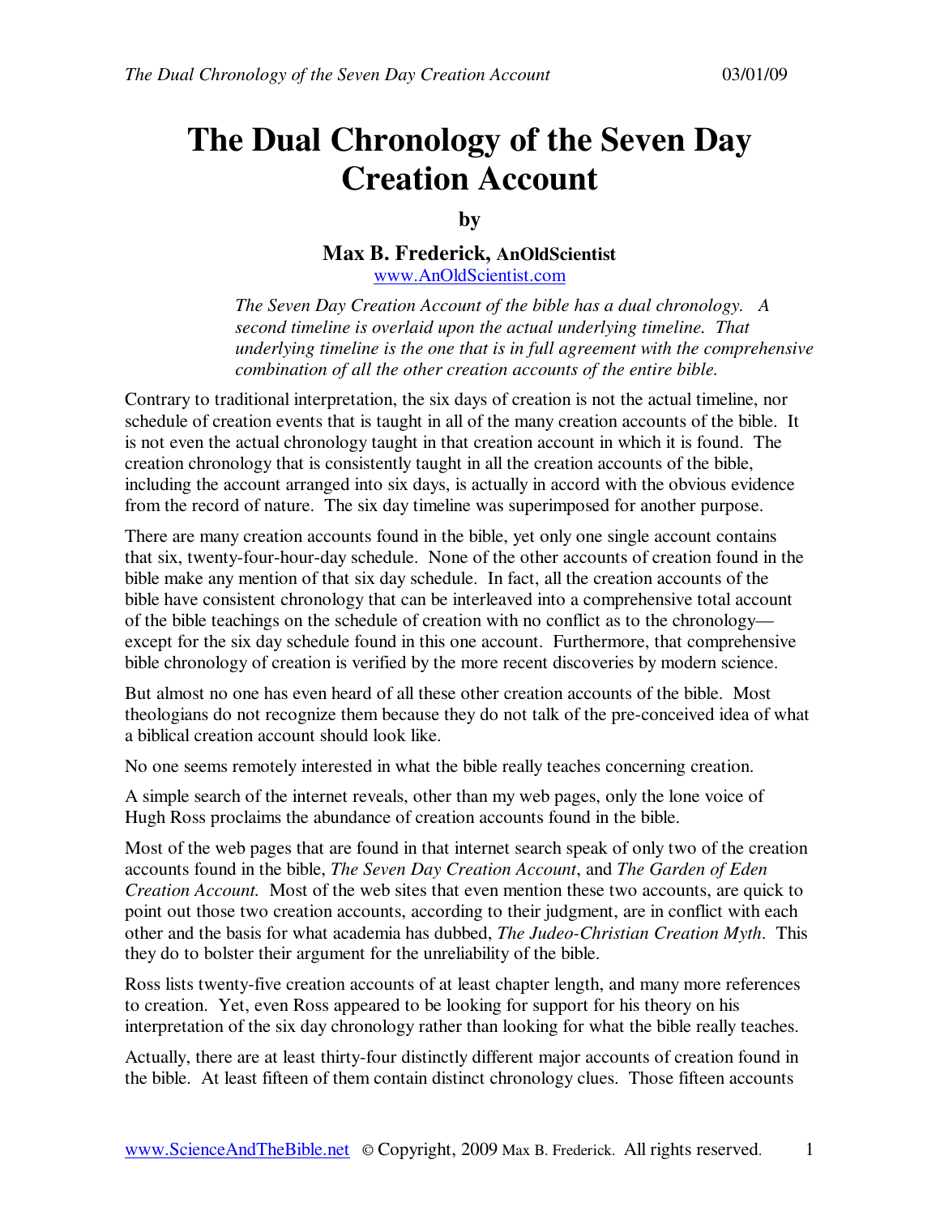# The Dual Chronology of the Seven Day Creation Account

**by**

**Max B. Frederick, AnOldScientist**
www.AnOldScientist.com

> *The Seven Day Creation Account of the bible has a dual chronology. A second timeline is overlaid upon the actual underlying timeline. That underlying timeline is the one that is in full agreement with the comprehensive combination of all the other creation accounts of the entire bible.*

Contrary to traditional interpretation, the six days of creation is not the actual timeline, nor schedule of creation events that is taught in all of the many creation accounts of the bible. It is not even the actual chronology taught in that creation account in which it is found. The creation chronology that is consistently taught in all the creation accounts of the bible, including the account arranged into six days, is actually in accord with the obvious evidence from the record of nature. The six day timeline was superimposed for another purpose.

There are many creation accounts found in the bible, yet only one single account contains that six, twenty-four-hour-day schedule. None of the other accounts of creation found in the bible make any mention of that six day schedule. In fact, all the creation accounts of the bible have consistent chronology that can be interleaved into a comprehensive total account of the bible teachings on the schedule of creation with no conflict as to the chronology—except for the six day schedule found in this one account. Furthermore, that comprehensive bible chronology of creation is verified by the more recent discoveries by modern science.

But almost no one has even heard of all these other creation accounts of the bible. Most theologians do not recognize them because they do not talk of the pre-conceived idea of what a biblical creation account should look like.

No one seems remotely interested in what the bible really teaches concerning creation.

A simple search of the internet reveals, other than my web pages, only the lone voice of Hugh Ross proclaims the abundance of creation accounts found in the bible.

Most of the web pages that are found in that internet search speak of only two of the creation accounts found in the bible, *The Seven Day Creation Account*, and *The Garden of Eden Creation Account.* Most of the web sites that even mention these two accounts, are quick to point out those two creation accounts, according to their judgment, are in conflict with each other and the basis for what academia has dubbed, *The Judeo-Christian Creation Myth*. This they do to bolster their argument for the unreliability of the bible.

Ross lists twenty-five creation accounts of at least chapter length, and many more references to creation. Yet, even Ross appeared to be looking for support for his theory on his interpretation of the six day chronology rather than looking for what the bible really teaches.

Actually, there are at least thirty-four distinctly different major accounts of creation found in the bible. At least fifteen of them contain distinct chronology clues. Those fifteen accounts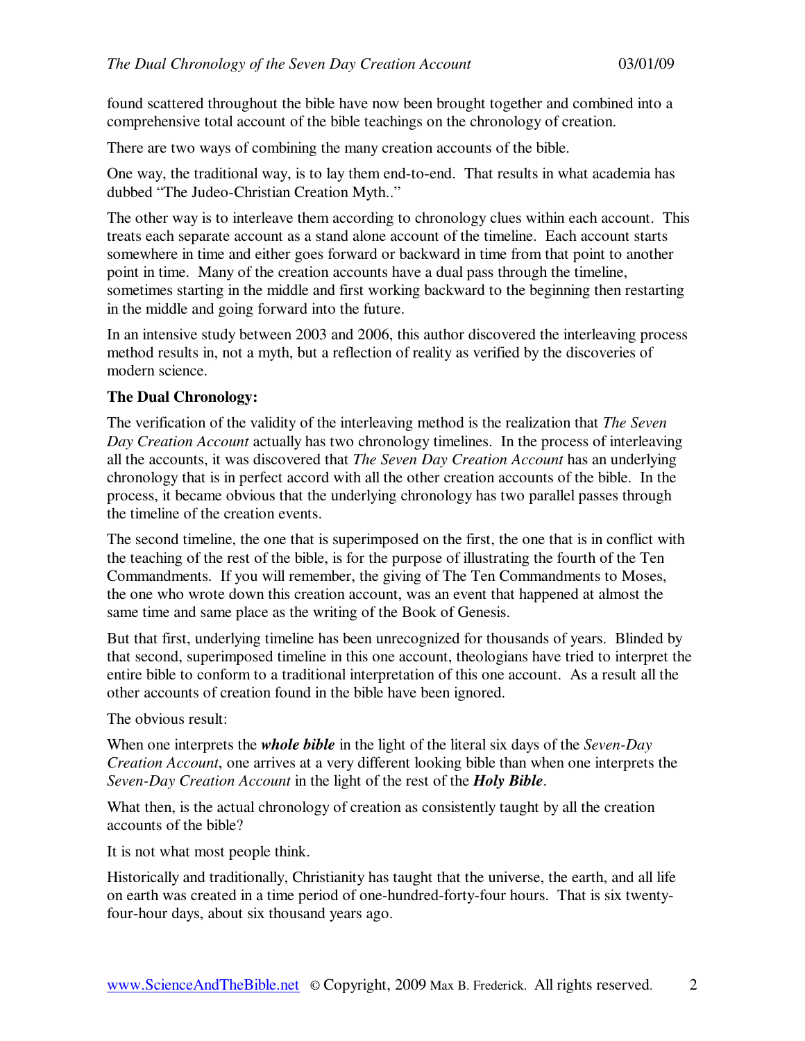found scattered throughout the bible have now been brought together and combined into a comprehensive total account of the bible teachings on the chronology of creation.

There are two ways of combining the many creation accounts of the bible.

One way, the traditional way, is to lay them end-to-end. That results in what academia has dubbed "The Judeo-Christian Creation Myth.."

The other way is to interleave them according to chronology clues within each account. This treats each separate account as a stand alone account of the timeline. Each account starts somewhere in time and either goes forward or backward in time from that point to another point in time. Many of the creation accounts have a dual pass through the timeline, sometimes starting in the middle and first working backward to the beginning then restarting in the middle and going forward into the future.

In an intensive study between 2003 and 2006, this author discovered the interleaving process method results in, not a myth, but a reflection of reality as verified by the discoveries of modern science.

**The Dual Chronology:**

The verification of the validity of the interleaving method is the realization that *The Seven Day Creation Account* actually has two chronology timelines. In the process of interleaving all the accounts, it was discovered that *The Seven Day Creation Account* has an underlying chronology that is in perfect accord with all the other creation accounts of the bible. In the process, it became obvious that the underlying chronology has two parallel passes through the timeline of the creation events.

The second timeline, the one that is superimposed on the first, the one that is in conflict with the teaching of the rest of the bible, is for the purpose of illustrating the fourth of the Ten Commandments. If you will remember, the giving of The Ten Commandments to Moses, the one who wrote down this creation account, was an event that happened at almost the same time and same place as the writing of the Book of Genesis.

But that first, underlying timeline has been unrecognized for thousands of years. Blinded by that second, superimposed timeline in this one account, theologians have tried to interpret the entire bible to conform to a traditional interpretation of this one account. As a result all the other accounts of creation found in the bible have been ignored.

The obvious result:

When one interprets the ***whole bible*** in the light of the literal six days of the *Seven-Day Creation Account*, one arrives at a very different looking bible than when one interprets the *Seven-Day Creation Account* in the light of the rest of the ***Holy Bible***.

What then, is the actual chronology of creation as consistently taught by all the creation accounts of the bible?

It is not what most people think.

Historically and traditionally, Christianity has taught that the universe, the earth, and all life on earth was created in a time period of one-hundred-forty-four hours. That is six twenty-four-hour days, about six thousand years ago.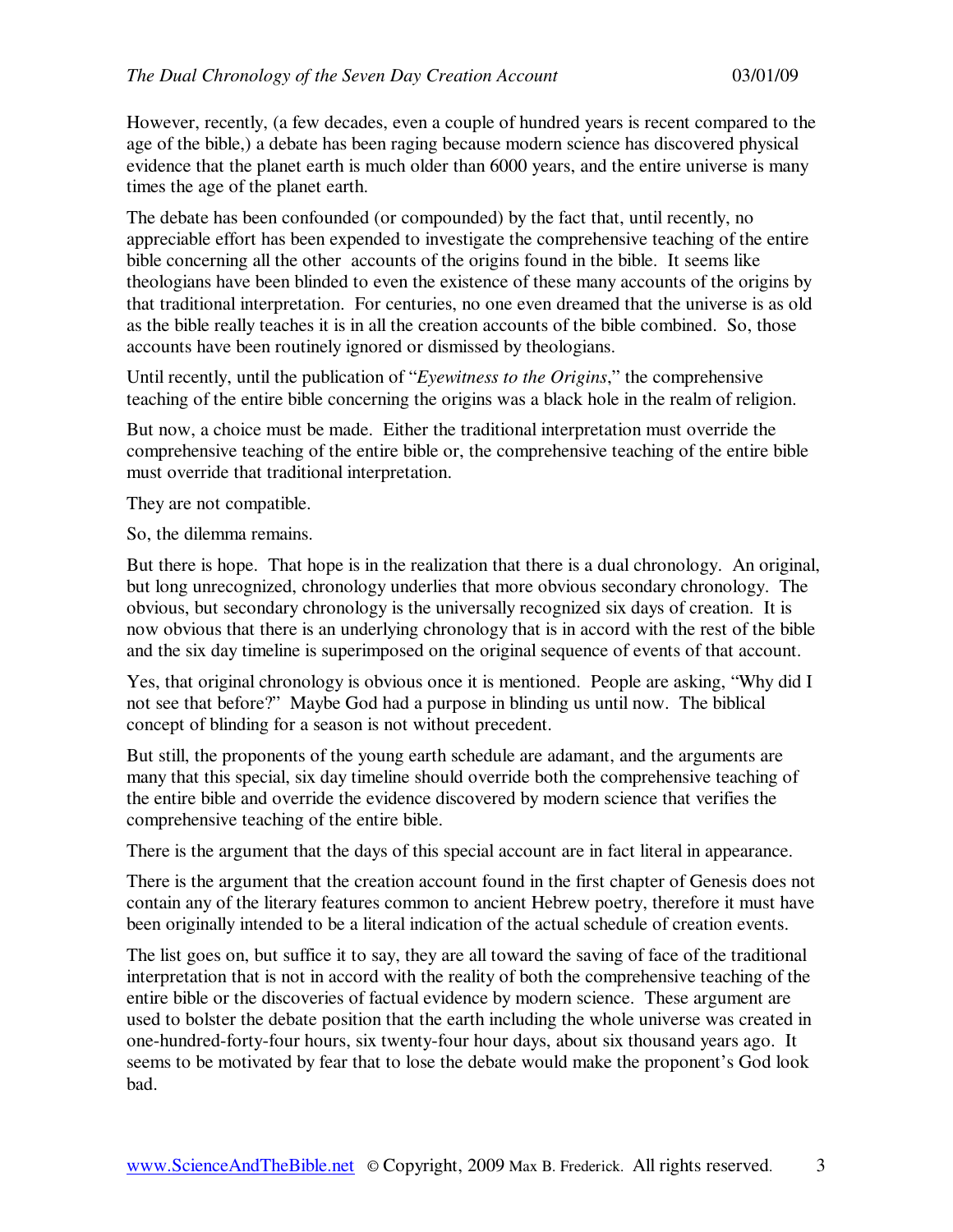However, recently, (a few decades, even a couple of hundred years is recent compared to the age of the bible,) a debate has been raging because modern science has discovered physical evidence that the planet earth is much older than 6000 years, and the entire universe is many times the age of the planet earth.

The debate has been confounded (or compounded) by the fact that, until recently, no appreciable effort has been expended to investigate the comprehensive teaching of the entire bible concerning all the other accounts of the origins found in the bible. It seems like theologians have been blinded to even the existence of these many accounts of the origins by that traditional interpretation. For centuries, no one even dreamed that the universe is as old as the bible really teaches it is in all the creation accounts of the bible combined. So, those accounts have been routinely ignored or dismissed by theologians.

Until recently, until the publication of "*Eyewitness to the Origins*," the comprehensive teaching of the entire bible concerning the origins was a black hole in the realm of religion.

But now, a choice must be made. Either the traditional interpretation must override the comprehensive teaching of the entire bible or, the comprehensive teaching of the entire bible must override that traditional interpretation.

They are not compatible.

So, the dilemma remains.

But there is hope. That hope is in the realization that there is a dual chronology. An original, but long unrecognized, chronology underlies that more obvious secondary chronology. The obvious, but secondary chronology is the universally recognized six days of creation. It is now obvious that there is an underlying chronology that is in accord with the rest of the bible and the six day timeline is superimposed on the original sequence of events of that account.

Yes, that original chronology is obvious once it is mentioned. People are asking, "Why did I not see that before?" Maybe God had a purpose in blinding us until now. The biblical concept of blinding for a season is not without precedent.

But still, the proponents of the young earth schedule are adamant, and the arguments are many that this special, six day timeline should override both the comprehensive teaching of the entire bible and override the evidence discovered by modern science that verifies the comprehensive teaching of the entire bible.

There is the argument that the days of this special account are in fact literal in appearance.

There is the argument that the creation account found in the first chapter of Genesis does not contain any of the literary features common to ancient Hebrew poetry, therefore it must have been originally intended to be a literal indication of the actual schedule of creation events.

The list goes on, but suffice it to say, they are all toward the saving of face of the traditional interpretation that is not in accord with the reality of both the comprehensive teaching of the entire bible or the discoveries of factual evidence by modern science. These argument are used to bolster the debate position that the earth including the whole universe was created in one-hundred-forty-four hours, six twenty-four hour days, about six thousand years ago. It seems to be motivated by fear that to lose the debate would make the proponent's God look bad.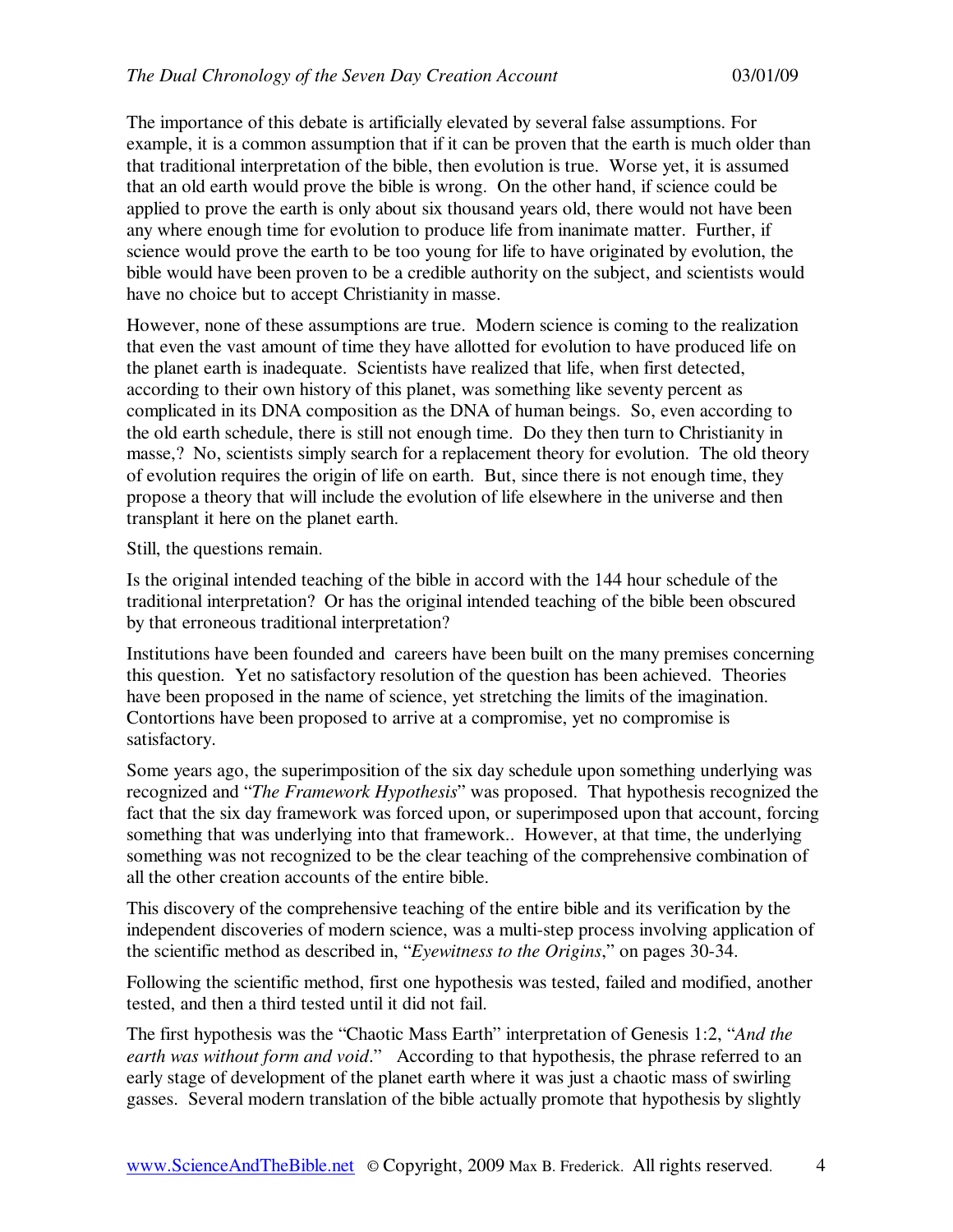The importance of this debate is artificially elevated by several false assumptions. For example, it is a common assumption that if it can be proven that the earth is much older than that traditional interpretation of the bible, then evolution is true. Worse yet, it is assumed that an old earth would prove the bible is wrong. On the other hand, if science could be applied to prove the earth is only about six thousand years old, there would not have been any where enough time for evolution to produce life from inanimate matter. Further, if science would prove the earth to be too young for life to have originated by evolution, the bible would have been proven to be a credible authority on the subject, and scientists would have no choice but to accept Christianity in masse.

However, none of these assumptions are true. Modern science is coming to the realization that even the vast amount of time they have allotted for evolution to have produced life on the planet earth is inadequate. Scientists have realized that life, when first detected, according to their own history of this planet, was something like seventy percent as complicated in its DNA composition as the DNA of human beings. So, even according to the old earth schedule, there is still not enough time. Do they then turn to Christianity in masse,? No, scientists simply search for a replacement theory for evolution. The old theory of evolution requires the origin of life on earth. But, since there is not enough time, they propose a theory that will include the evolution of life elsewhere in the universe and then transplant it here on the planet earth.

Still, the questions remain.

Is the original intended teaching of the bible in accord with the 144 hour schedule of the traditional interpretation? Or has the original intended teaching of the bible been obscured by that erroneous traditional interpretation?

Institutions have been founded and careers have been built on the many premises concerning this question. Yet no satisfactory resolution of the question has been achieved. Theories have been proposed in the name of science, yet stretching the limits of the imagination. Contortions have been proposed to arrive at a compromise, yet no compromise is satisfactory.

Some years ago, the superimposition of the six day schedule upon something underlying was recognized and "*The Framework Hypothesis*" was proposed. That hypothesis recognized the fact that the six day framework was forced upon, or superimposed upon that account, forcing something that was underlying into that framework.. However, at that time, the underlying something was not recognized to be the clear teaching of the comprehensive combination of all the other creation accounts of the entire bible.

This discovery of the comprehensive teaching of the entire bible and its verification by the independent discoveries of modern science, was a multi-step process involving application of the scientific method as described in, "*Eyewitness to the Origins*," on pages 30-34.

Following the scientific method, first one hypothesis was tested, failed and modified, another tested, and then a third tested until it did not fail.

The first hypothesis was the "Chaotic Mass Earth" interpretation of Genesis 1:2, "*And the earth was without form and void*." According to that hypothesis, the phrase referred to an early stage of development of the planet earth where it was just a chaotic mass of swirling gasses. Several modern translation of the bible actually promote that hypothesis by slightly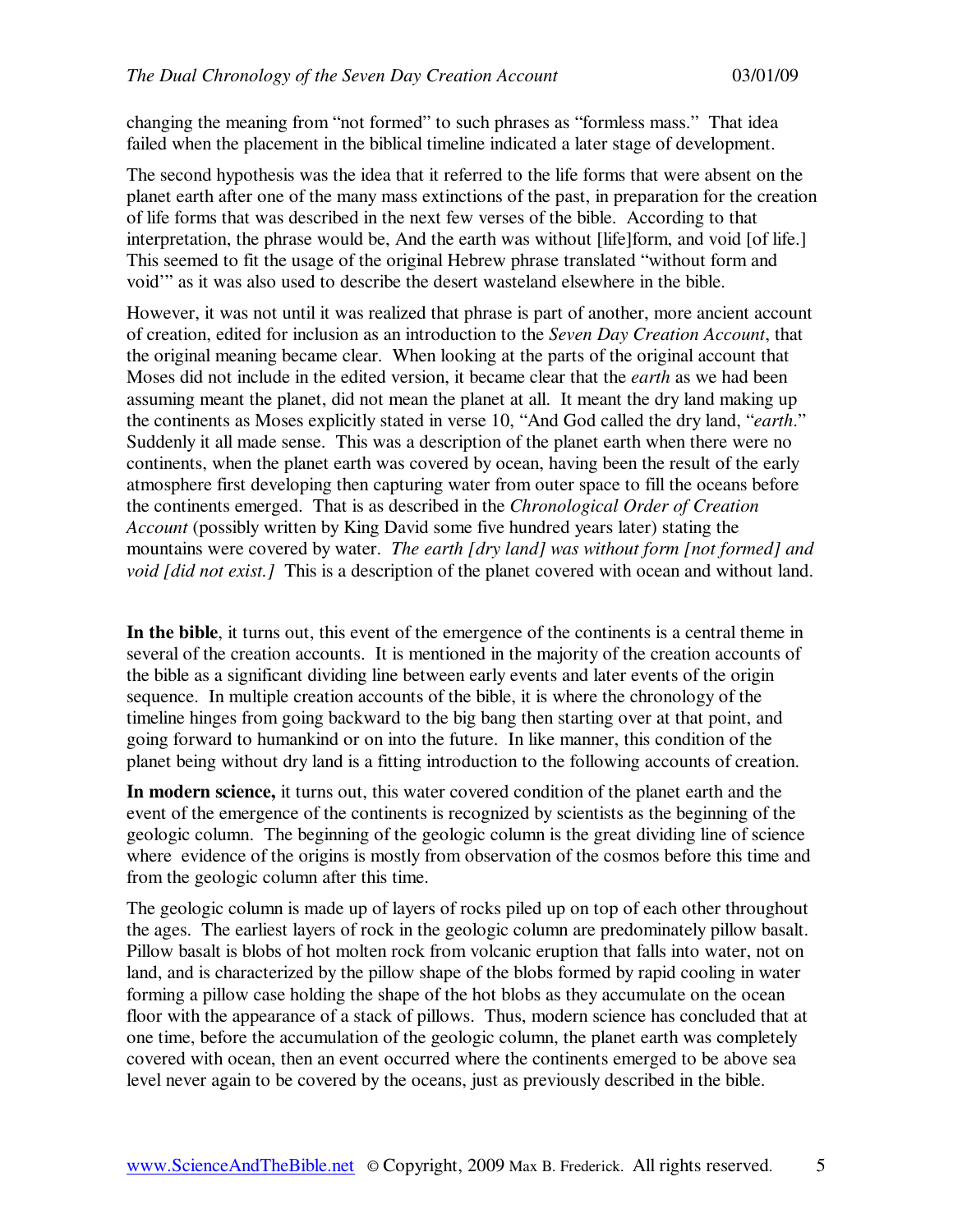changing the meaning from "not formed" to such phrases as "formless mass." That idea failed when the placement in the biblical timeline indicated a later stage of development.

The second hypothesis was the idea that it referred to the life forms that were absent on the planet earth after one of the many mass extinctions of the past, in preparation for the creation of life forms that was described in the next few verses of the bible. According to that interpretation, the phrase would be, And the earth was without [life]form, and void [of life.] This seemed to fit the usage of the original Hebrew phrase translated "without form and void'" as it was also used to describe the desert wasteland elsewhere in the bible.

However, it was not until it was realized that phrase is part of another, more ancient account of creation, edited for inclusion as an introduction to the *Seven Day Creation Account*, that the original meaning became clear. When looking at the parts of the original account that Moses did not include in the edited version, it became clear that the *earth* as we had been assuming meant the planet, did not mean the planet at all. It meant the dry land making up the continents as Moses explicitly stated in verse 10, "And God called the dry land, "*earth*." Suddenly it all made sense. This was a description of the planet earth when there were no continents, when the planet earth was covered by ocean, having been the result of the early atmosphere first developing then capturing water from outer space to fill the oceans before the continents emerged. That is as described in the *Chronological Order of Creation Account* (possibly written by King David some five hundred years later) stating the mountains were covered by water. *The earth [dry land] was without form [not formed] and void [did not exist.]* This is a description of the planet covered with ocean and without land.

**In the bible**, it turns out, this event of the emergence of the continents is a central theme in several of the creation accounts. It is mentioned in the majority of the creation accounts of the bible as a significant dividing line between early events and later events of the origin sequence. In multiple creation accounts of the bible, it is where the chronology of the timeline hinges from going backward to the big bang then starting over at that point, and going forward to humankind or on into the future. In like manner, this condition of the planet being without dry land is a fitting introduction to the following accounts of creation.

**In modern science,** it turns out, this water covered condition of the planet earth and the event of the emergence of the continents is recognized by scientists as the beginning of the geologic column. The beginning of the geologic column is the great dividing line of science where evidence of the origins is mostly from observation of the cosmos before this time and from the geologic column after this time.

The geologic column is made up of layers of rocks piled up on top of each other throughout the ages. The earliest layers of rock in the geologic column are predominately pillow basalt. Pillow basalt is blobs of hot molten rock from volcanic eruption that falls into water, not on land, and is characterized by the pillow shape of the blobs formed by rapid cooling in water forming a pillow case holding the shape of the hot blobs as they accumulate on the ocean floor with the appearance of a stack of pillows. Thus, modern science has concluded that at one time, before the accumulation of the geologic column, the planet earth was completely covered with ocean, then an event occurred where the continents emerged to be above sea level never again to be covered by the oceans, just as previously described in the bible.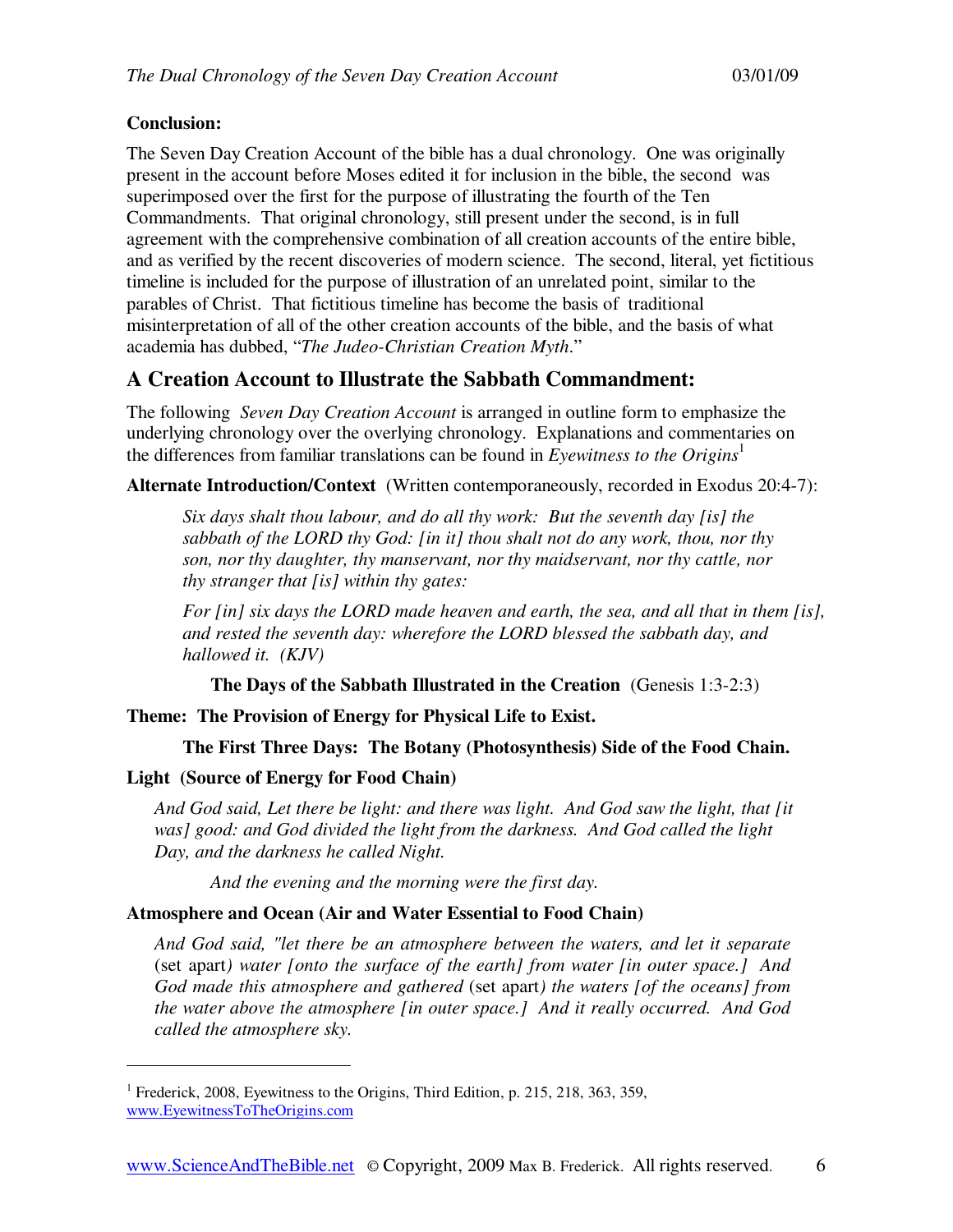**Conclusion:**

The Seven Day Creation Account of the bible has a dual chronology. One was originally present in the account before Moses edited it for inclusion in the bible, the second was superimposed over the first for the purpose of illustrating the fourth of the Ten Commandments. That original chronology, still present under the second, is in full agreement with the comprehensive combination of all creation accounts of the entire bible, and as verified by the recent discoveries of modern science. The second, literal, yet fictitious timeline is included for the purpose of illustration of an unrelated point, similar to the parables of Christ. That fictitious timeline has become the basis of traditional misinterpretation of all of the other creation accounts of the bible, and the basis of what academia has dubbed, "*The Judeo-Christian Creation Myth*."

## A Creation Account to Illustrate the Sabbath Commandment:

The following *Seven Day Creation Account* is arranged in outline form to emphasize the underlying chronology over the overlying chronology. Explanations and commentaries on the differences from familiar translations can be found in *Eyewitness to the Origins*[1]

**Alternate Introduction/Context** (Written contemporaneously, recorded in Exodus 20:4-7):

> *Six days shalt thou labour, and do all thy work: But the seventh day [is] the sabbath of the LORD thy God: [in it] thou shalt not do any work, thou, nor thy son, nor thy daughter, thy manservant, nor thy maidservant, nor thy cattle, nor thy stranger that [is] within thy gates:*
>
> *For [in] six days the LORD made heaven and earth, the sea, and all that in them [is], and rested the seventh day: wherefore the LORD blessed the sabbath day, and hallowed it. (KJV)*

**The Days of the Sabbath Illustrated in the Creation** (Genesis 1:3-2:3)

**Theme: The Provision of Energy for Physical Life to Exist.**

**The First Three Days: The Botany (Photosynthesis) Side of the Food Chain.**

**Light (Source of Energy for Food Chain)**

> *And God said, Let there be light: and there was light. And God saw the light, that [it was] good: and God divided the light from the darkness. And God called the light Day, and the darkness he called Night.*
>
> *And the evening and the morning were the first day.*

**Atmosphere and Ocean (Air and Water Essential to Food Chain)**

> *And God said, "let there be an atmosphere between the waters, and let it separate* (set apart*) water [onto the surface of the earth] from water [in outer space.] And God made this atmosphere and gathered* (set apart*) the waters [of the oceans] from the water above the atmosphere [in outer space.] And it really occurred. And God called the atmosphere sky.*

---

[1] Frederick, 2008, Eyewitness to the Origins, Third Edition, p. 215, 218, 363, 359, www.EyewitnessToTheOrigins.com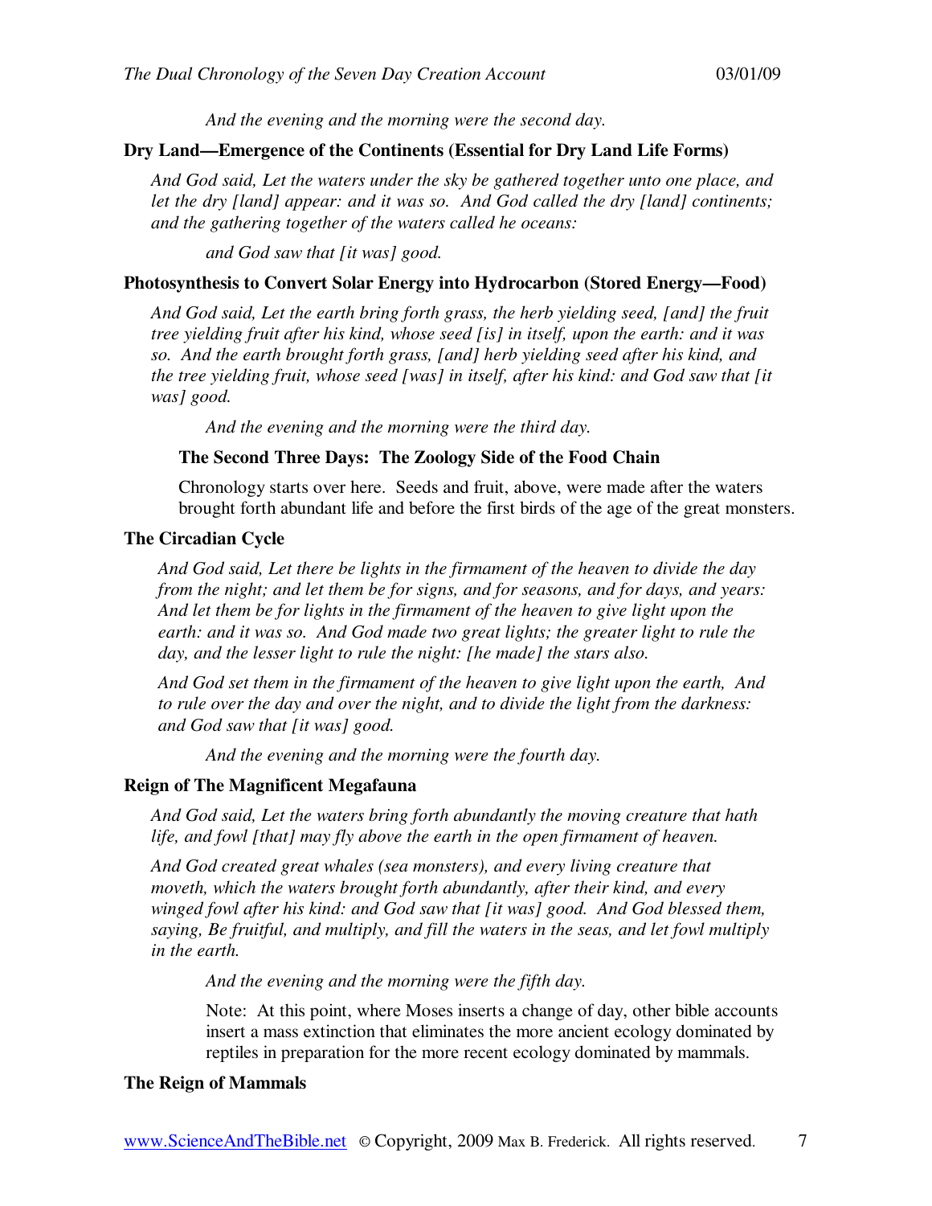*And the evening and the morning were the second day.*

**Dry Land—Emergence of the Continents (Essential for Dry Land Life Forms)**

*And God said, Let the waters under the sky be gathered together unto one place, and let the dry [land] appear: and it was so. And God called the dry [land] continents; and the gathering together of the waters called he oceans:*

*and God saw that [it was] good.*

**Photosynthesis to Convert Solar Energy into Hydrocarbon (Stored Energy—Food)**

*And God said, Let the earth bring forth grass, the herb yielding seed, [and] the fruit tree yielding fruit after his kind, whose seed [is] in itself, upon the earth: and it was so. And the earth brought forth grass, [and] herb yielding seed after his kind, and the tree yielding fruit, whose seed [was] in itself, after his kind: and God saw that [it was] good.*

*And the evening and the morning were the third day.*

**The Second Three Days: The Zoology Side of the Food Chain**

Chronology starts over here. Seeds and fruit, above, were made after the waters brought forth abundant life and before the first birds of the age of the great monsters.

**The Circadian Cycle**

*And God said, Let there be lights in the firmament of the heaven to divide the day from the night; and let them be for signs, and for seasons, and for days, and years: And let them be for lights in the firmament of the heaven to give light upon the earth: and it was so. And God made two great lights; the greater light to rule the day, and the lesser light to rule the night: [he made] the stars also.*

*And God set them in the firmament of the heaven to give light upon the earth, And to rule over the day and over the night, and to divide the light from the darkness: and God saw that [it was] good.*

*And the evening and the morning were the fourth day.*

**Reign of The Magnificent Megafauna**

*And God said, Let the waters bring forth abundantly the moving creature that hath life, and fowl [that] may fly above the earth in the open firmament of heaven.*

*And God created great whales (sea monsters), and every living creature that moveth, which the waters brought forth abundantly, after their kind, and every winged fowl after his kind: and God saw that [it was] good. And God blessed them, saying, Be fruitful, and multiply, and fill the waters in the seas, and let fowl multiply in the earth.*

*And the evening and the morning were the fifth day.*

Note: At this point, where Moses inserts a change of day, other bible accounts insert a mass extinction that eliminates the more ancient ecology dominated by reptiles in preparation for the more recent ecology dominated by mammals.

**The Reign of Mammals**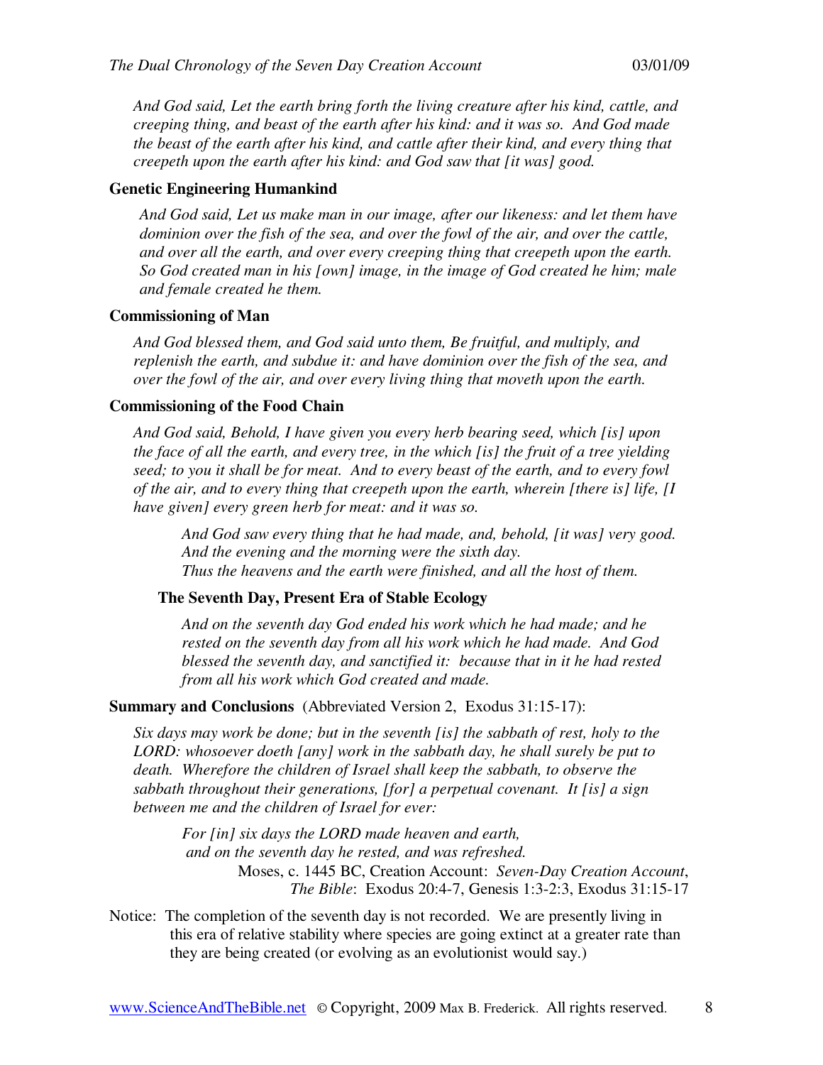*And God said, Let the earth bring forth the living creature after his kind, cattle, and creeping thing, and beast of the earth after his kind: and it was so. And God made the beast of the earth after his kind, and cattle after their kind, and every thing that creepeth upon the earth after his kind: and God saw that [it was] good.*

**Genetic Engineering Humankind**

*And God said, Let us make man in our image, after our likeness: and let them have dominion over the fish of the sea, and over the fowl of the air, and over the cattle, and over all the earth, and over every creeping thing that creepeth upon the earth. So God created man in his [own] image, in the image of God created he him; male and female created he them.*

**Commissioning of Man**

*And God blessed them, and God said unto them, Be fruitful, and multiply, and replenish the earth, and subdue it: and have dominion over the fish of the sea, and over the fowl of the air, and over every living thing that moveth upon the earth.*

**Commissioning of the Food Chain**

*And God said, Behold, I have given you every herb bearing seed, which [is] upon the face of all the earth, and every tree, in the which [is] the fruit of a tree yielding seed; to you it shall be for meat. And to every beast of the earth, and to every fowl of the air, and to every thing that creepeth upon the earth, wherein [there is] life, [I have given] every green herb for meat: and it was so.*

*And God saw every thing that he had made, and, behold, [it was] very good. And the evening and the morning were the sixth day.*
*Thus the heavens and the earth were finished, and all the host of them.*

**The Seventh Day, Present Era of Stable Ecology**

*And on the seventh day God ended his work which he had made; and he rested on the seventh day from all his work which he had made. And God blessed the seventh day, and sanctified it: because that in it he had rested from all his work which God created and made.*

**Summary and Conclusions** (Abbreviated Version 2, Exodus 31:15-17):

*Six days may work be done; but in the seventh [is] the sabbath of rest, holy to the LORD: whosoever doeth [any] work in the sabbath day, he shall surely be put to death. Wherefore the children of Israel shall keep the sabbath, to observe the sabbath throughout their generations, [for] a perpetual covenant. It [is] a sign between me and the children of Israel for ever:*

*For [in] six days the LORD made heaven and earth,*
*and on the seventh day he rested, and was refreshed.*

Moses, c. 1445 BC, Creation Account: *Seven-Day Creation Account*,
*The Bible*: Exodus 20:4-7, Genesis 1:3-2:3, Exodus 31:15-17

Notice: The completion of the seventh day is not recorded. We are presently living in this era of relative stability where species are going extinct at a greater rate than they are being created (or evolving as an evolutionist would say.)